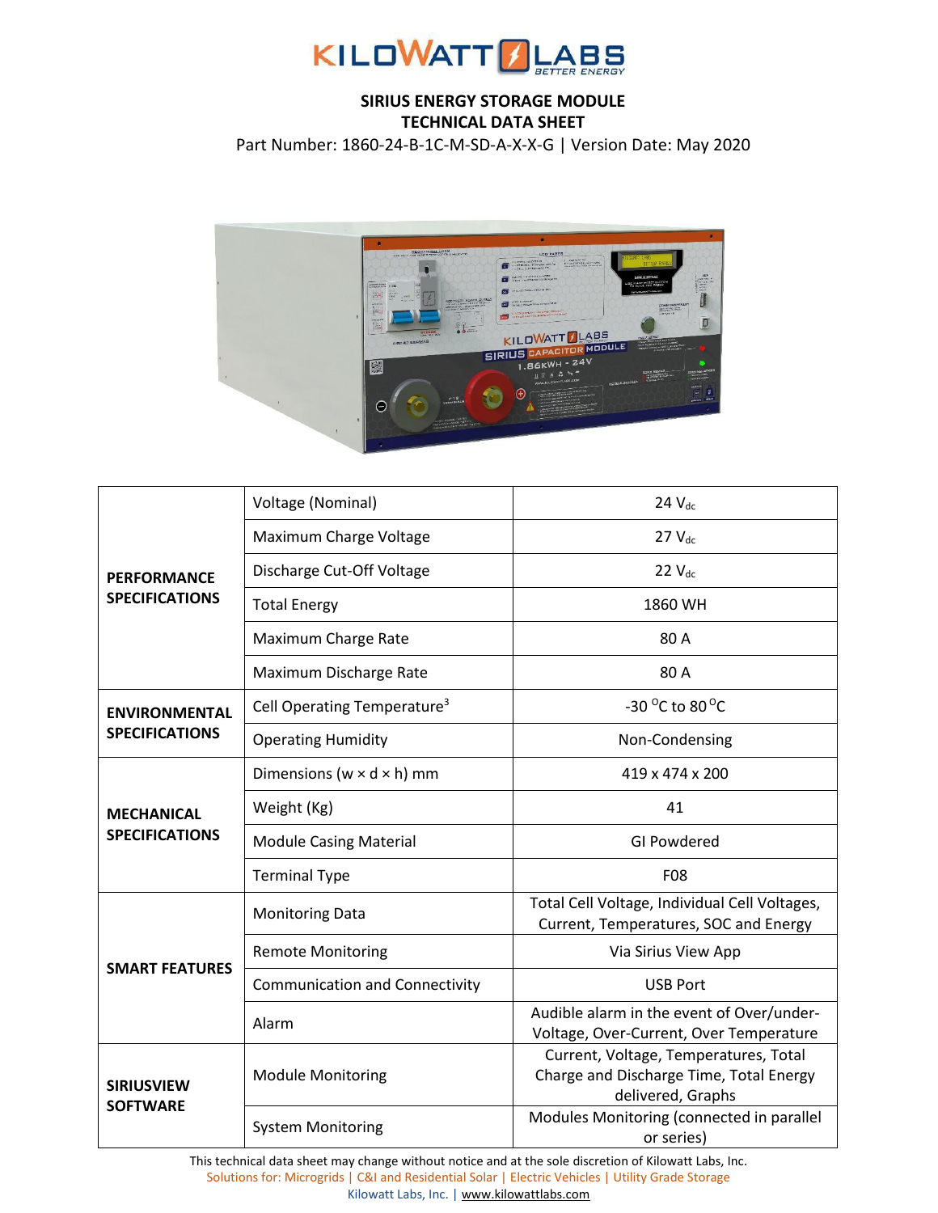KILOWATT LABS
BETTER ENERGY

# SIRIUS ENERGY STORAGE MODULE
## TECHNICAL DATA SHEET

Part Number: 1860-24-B-1C-M-SD-A-X-X-G | Version Date: May 2020

| | | |
|---|---|---|
| **PERFORMANCE SPECIFICATIONS** | Voltage (Nominal) | 24 $V_{dc}$ |
| | Maximum Charge Voltage | 27 $V_{dc}$ |
| | Discharge Cut-Off Voltage | 22 $V_{dc}$ |
| | Total Energy | 1860 WH |
| | Maximum Charge Rate | 80 A |
| | Maximum Discharge Rate | 80 A |
| **ENVIRONMENTAL SPECIFICATIONS** | Cell Operating Temperature[3] | -30 $^{O}$C to 80 $^{O}$C |
| | Operating Humidity | Non-Condensing |
| **MECHANICAL SPECIFICATIONS** | Dimensions (w × d × h) mm | 419 x 474 x 200 |
| | Weight (Kg) | 41 |
| | Module Casing Material | GI Powdered |
| | Terminal Type | F08 |
| **SMART FEATURES** | Monitoring Data | Total Cell Voltage, Individual Cell Voltages, Current, Temperatures, SOC and Energy |
| | Remote Monitoring | Via Sirius View App |
| | Communication and Connectivity | USB Port |
| | Alarm | Audible alarm in the event of Over/under-Voltage, Over-Current, Over Temperature |
| **SIRIUSVIEW SOFTWARE** | Module Monitoring | Current, Voltage, Temperatures, Total Charge and Discharge Time, Total Energy delivered, Graphs |
| | System Monitoring | Modules Monitoring (connected in parallel or series) |

This technical data sheet may change without notice and at the sole discretion of Kilowatt Labs, Inc.

Solutions for: Microgrids | C&I and Residential Solar | Electric Vehicles | Utility Grade Storage

Kilowatt Labs, Inc. | www.kilowattlabs.com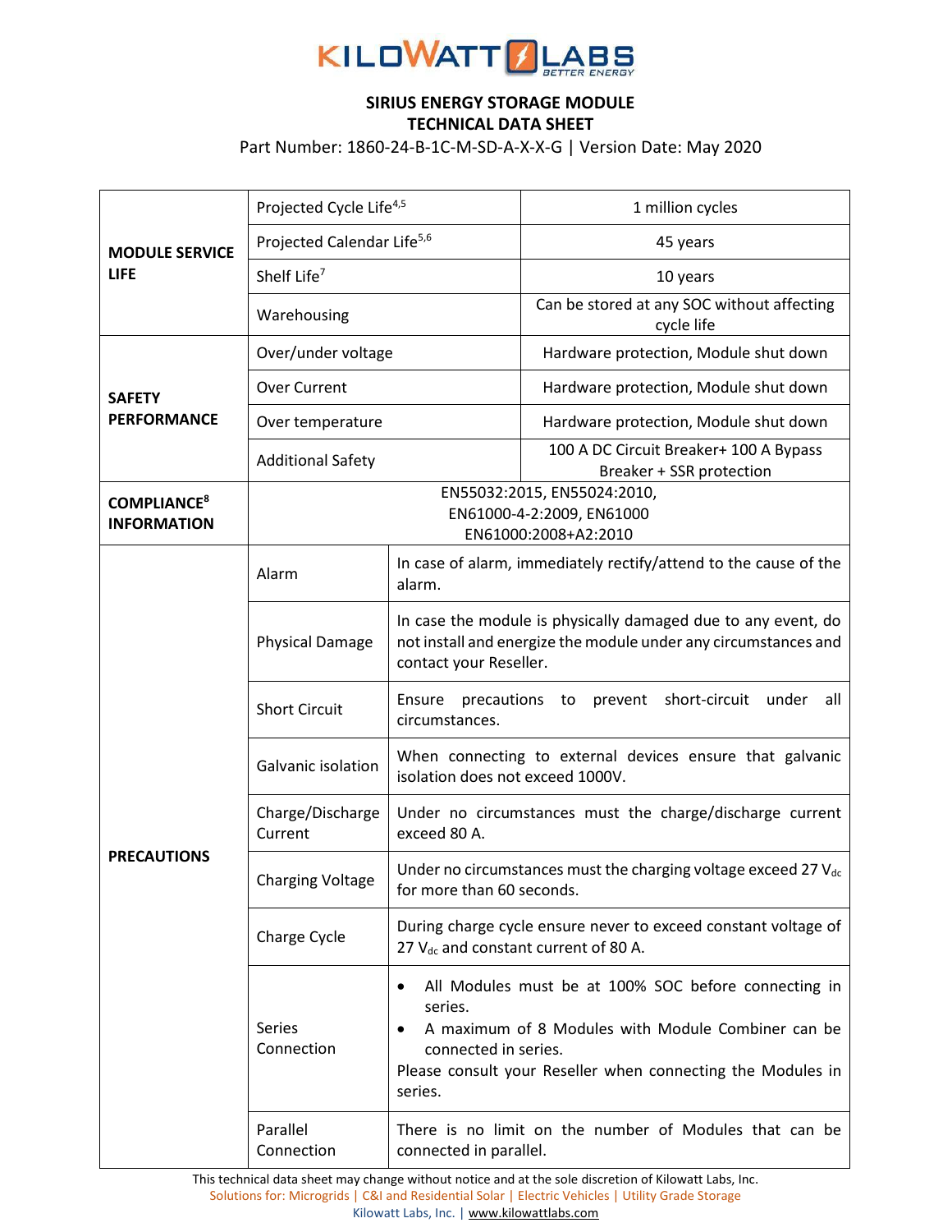# SIRIUS ENERGY STORAGE MODULE
## TECHNICAL DATA SHEET

Part Number: 1860-24-B-1C-M-SD-A-X-X-G | Version Date: May 2020

| | | |
|---|---|---|
| **MODULE SERVICE LIFE** | Projected Cycle Life[4,5] | 1 million cycles |
| | Projected Calendar Life[5,6] | 45 years |
| | Shelf Life[7] | 10 years |
| | Warehousing | Can be stored at any SOC without affecting cycle life |
| **SAFETY PERFORMANCE** | Over/under voltage | Hardware protection, Module shut down |
| | Over Current | Hardware protection, Module shut down |
| | Over temperature | Hardware protection, Module shut down |
| | Additional Safety | 100 A DC Circuit Breaker+ 100 A Bypass Breaker + SSR protection |
| **COMPLIANCE[8] INFORMATION** | EN55032:2015, EN55024:2010, EN61000-4-2:2009, EN61000 EN61000:2008+A2:2010 | |
| **PRECAUTIONS** | Alarm | In case of alarm, immediately rectify/attend to the cause of the alarm. |
| | Physical Damage | In case the module is physically damaged due to any event, do not install and energize the module under any circumstances and contact your Reseller. |
| | Short Circuit | Ensure precautions to prevent short-circuit under all circumstances. |
| | Galvanic isolation | When connecting to external devices ensure that galvanic isolation does not exceed 1000V. |
| | Charge/Discharge Current | Under no circumstances must the charge/discharge current exceed 80 A. |
| | Charging Voltage | Under no circumstances must the charging voltage exceed 27 $V_{dc}$ for more than 60 seconds. |
| | Charge Cycle | During charge cycle ensure never to exceed constant voltage of 27 $V_{dc}$ and constant current of 80 A. |
| | Series Connection | • All Modules must be at 100% SOC before connecting in series.<br>• A maximum of 8 Modules with Module Combiner can be connected in series.<br>Please consult your Reseller when connecting the Modules in series. |
| | Parallel Connection | There is no limit on the number of Modules that can be connected in parallel. |

This technical data sheet may change without notice and at the sole discretion of Kilowatt Labs, Inc.

Solutions for: Microgrids | C&I and Residential Solar | Electric Vehicles | Utility Grade Storage

Kilowatt Labs, Inc. | www.kilowattlabs.com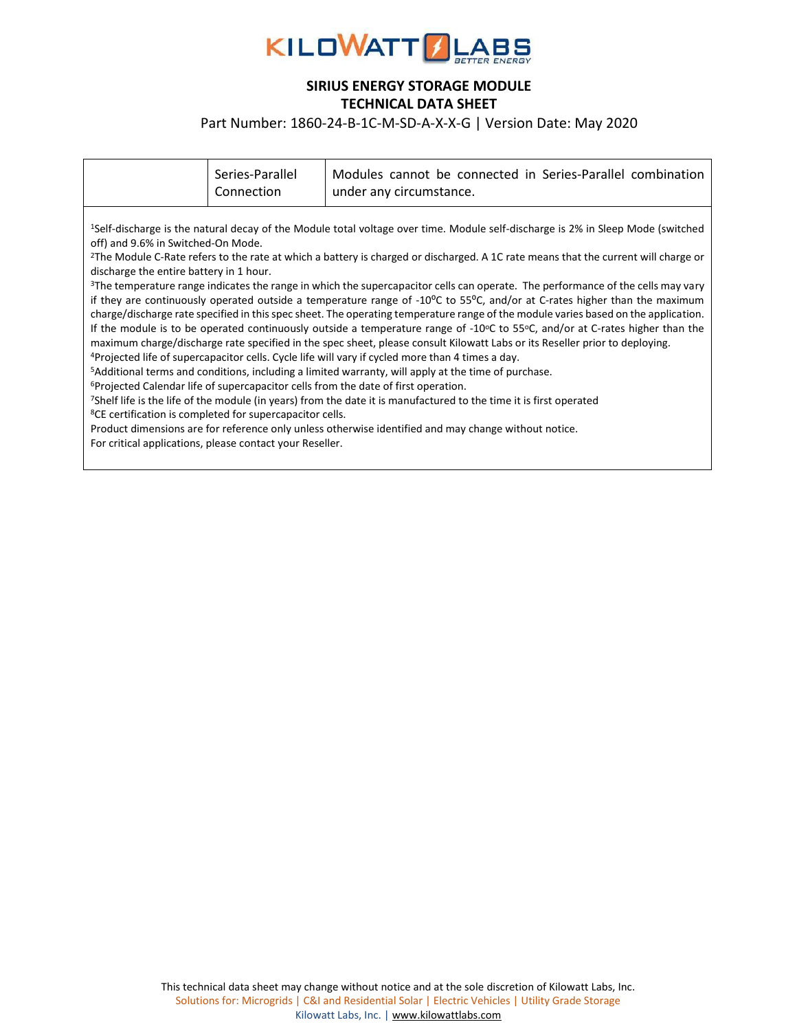**SIRIUS ENERGY STORAGE MODULE**
**TECHNICAL DATA SHEET**

Part Number: 1860-24-B-1C-M-SD-A-X-X-G | Version Date: May 2020

| | | |
|---|---|---|
| | Series-Parallel Connection | Modules cannot be connected in Series-Parallel combination under any circumstance. |

[1]Self-discharge is the natural decay of the Module total voltage over time. Module self-discharge is 2% in Sleep Mode (switched off) and 9.6% in Switched-On Mode.
[2]The Module C-Rate refers to the rate at which a battery is charged or discharged. A 1C rate means that the current will charge or discharge the entire battery in 1 hour.
[3]The temperature range indicates the range in which the supercapacitor cells can operate. The performance of the cells may vary if they are continuously operated outside a temperature range of -10ºC to 55ºC, and/or at C-rates higher than the maximum charge/discharge rate specified in this spec sheet. The operating temperature range of the module varies based on the application. If the module is to be operated continuously outside a temperature range of -10ºC to 55ºC, and/or at C-rates higher than the maximum charge/discharge rate specified in the spec sheet, please consult Kilowatt Labs or its Reseller prior to deploying.
[4]Projected life of supercapacitor cells. Cycle life will vary if cycled more than 4 times a day.
[5]Additional terms and conditions, including a limited warranty, will apply at the time of purchase.
[6]Projected Calendar life of supercapacitor cells from the date of first operation.
[7]Shelf life is the life of the module (in years) from the date it is manufactured to the time it is first operated
[8]CE certification is completed for supercapacitor cells.
Product dimensions are for reference only unless otherwise identified and may change without notice.
For critical applications, please contact your Reseller.

This technical data sheet may change without notice and at the sole discretion of Kilowatt Labs, Inc.
Solutions for: Microgrids | C&I and Residential Solar | Electric Vehicles | Utility Grade Storage
Kilowatt Labs, Inc. | www.kilowattlabs.com